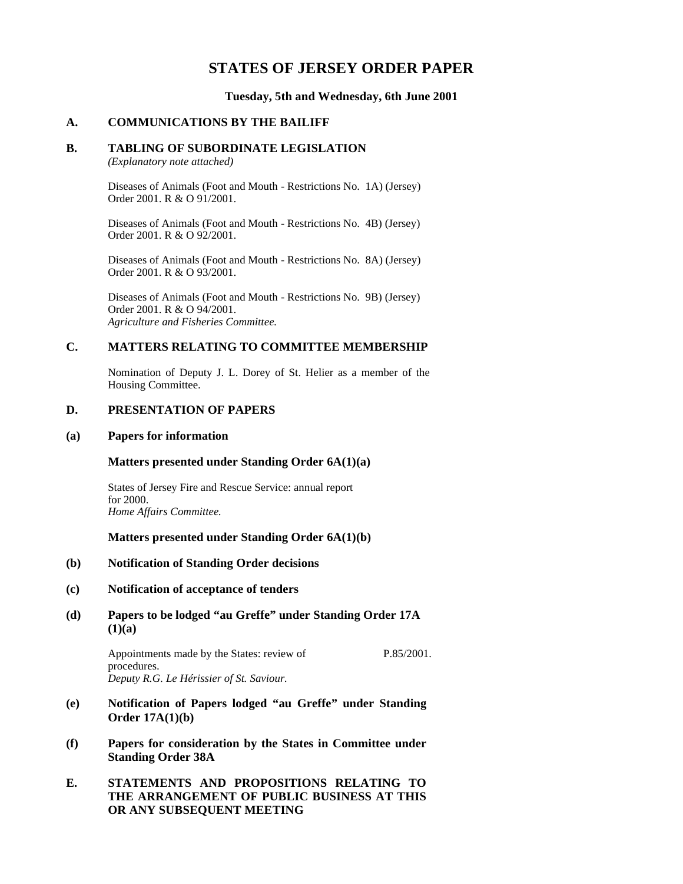# STATES OF JERSEY ORDER PAPER

**Tuesday, 5th and Wednesday, 6th June 2001**

## A. COMMUNICATIONS BY THE BAILIFF

## B. TABLING OF SUBORDINATE LEGISLATION

*(Explanatory note attached)*

Diseases of Animals (Foot and Mouth - Restrictions No. 1A) (Jersey) Order 2001. R & O 91/2001.

Diseases of Animals (Foot and Mouth - Restrictions No. 4B) (Jersey) Order 2001. R & O 92/2001.

Diseases of Animals (Foot and Mouth - Restrictions No. 8A) (Jersey) Order 2001. R & O 93/2001.

Diseases of Animals (Foot and Mouth - Restrictions No. 9B) (Jersey) Order 2001. R & O 94/2001.
*Agriculture and Fisheries Committee.*

## C. MATTERS RELATING TO COMMITTEE MEMBERSHIP

Nomination of Deputy J. L. Dorey of St. Helier as a member of the Housing Committee.

## D. PRESENTATION OF PAPERS

### (a) Papers for information

**Matters presented under Standing Order 6A(1)(a)**

States of Jersey Fire and Rescue Service: annual report for 2000.
*Home Affairs Committee.*

**Matters presented under Standing Order 6A(1)(b)**

### (b) Notification of Standing Order decisions

### (c) Notification of acceptance of tenders

### (d) Papers to be lodged "au Greffe" under Standing Order 17A (1)(a)

Appointments made by the States: review of procedures. P.85/2001.
*Deputy R.G. Le Hérissier of St. Saviour.*

### (e) Notification of Papers lodged "au Greffe" under Standing Order 17A(1)(b)

### (f) Papers for consideration by the States in Committee under Standing Order 38A

## E. STATEMENTS AND PROPOSITIONS RELATING TO THE ARRANGEMENT OF PUBLIC BUSINESS AT THIS OR ANY SUBSEQUENT MEETING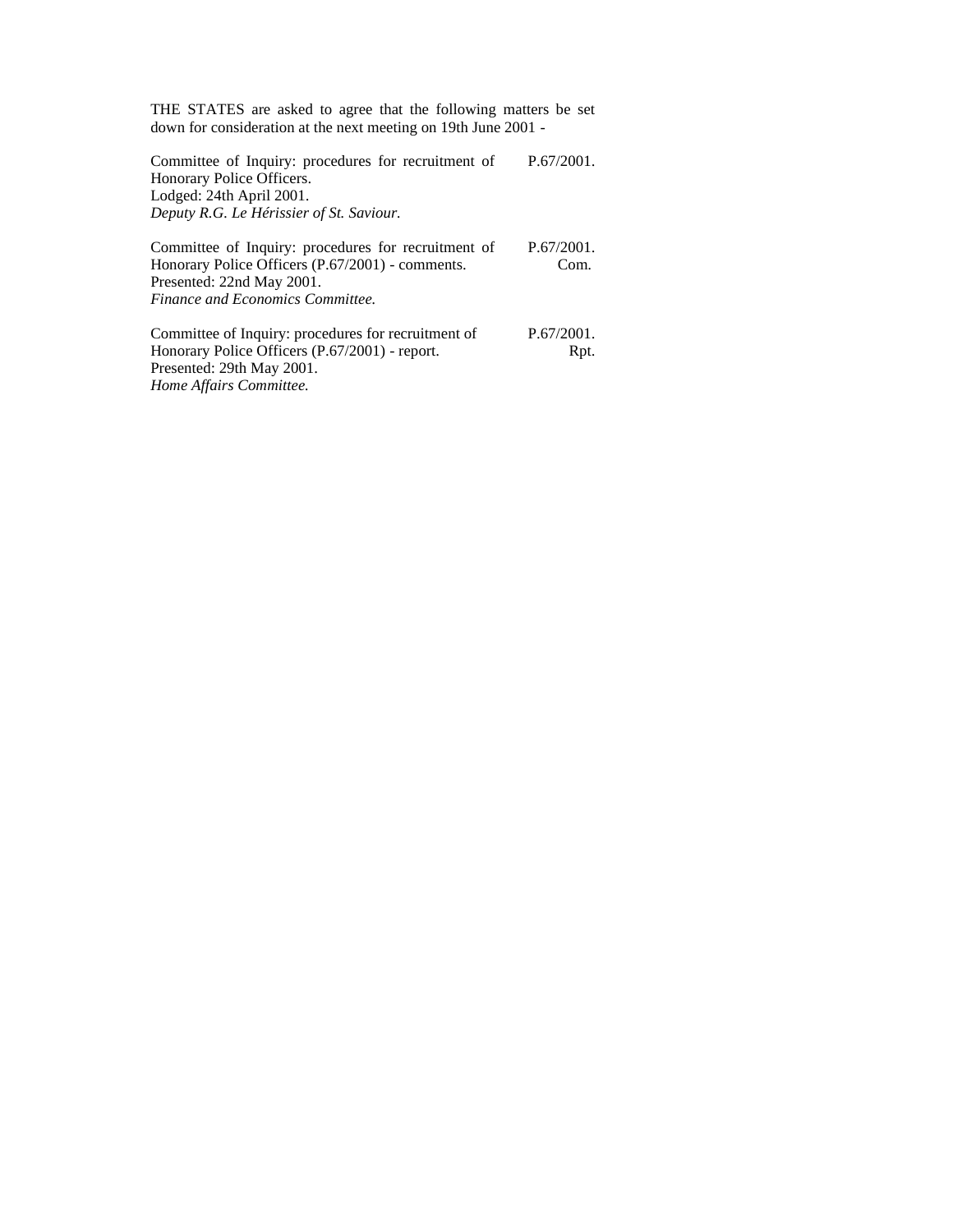THE STATES are asked to agree that the following matters be set down for consideration at the next meeting on 19th June 2001 -

Committee of Inquiry: procedures for recruitment of Honorary Police Officers. P.67/2001.
Lodged: 24th April 2001.
*Deputy R.G. Le Hérissier of St. Saviour.*

Committee of Inquiry: procedures for recruitment of Honorary Police Officers (P.67/2001) - comments. P.67/2001. Com.
Presented: 22nd May 2001.
*Finance and Economics Committee.*

Committee of Inquiry: procedures for recruitment of Honorary Police Officers (P.67/2001) - report. P.67/2001. Rpt.
Presented: 29th May 2001.
*Home Affairs Committee.*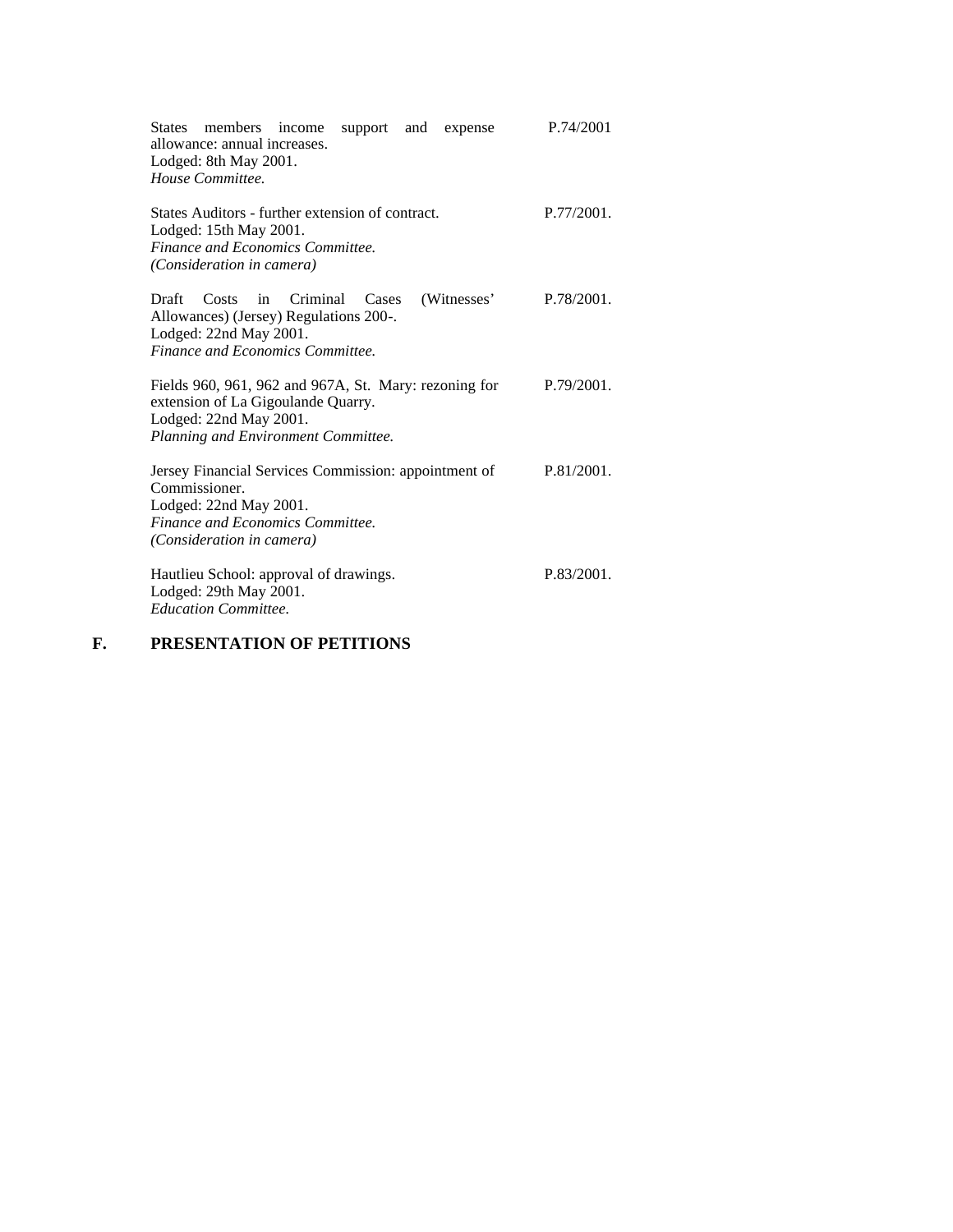States members income support and expense allowance: annual increases.
Lodged: 8th May 2001.
*House Committee.* P.74/2001

States Auditors - further extension of contract.
Lodged: 15th May 2001.
*Finance and Economics Committee.*
*(Consideration in camera)* P.77/2001.

Draft Costs in Criminal Cases (Witnesses' Allowances) (Jersey) Regulations 200-.
Lodged: 22nd May 2001.
*Finance and Economics Committee.* P.78/2001.

Fields 960, 961, 962 and 967A, St. Mary: rezoning for extension of La Gigoulande Quarry.
Lodged: 22nd May 2001.
*Planning and Environment Committee.* P.79/2001.

Jersey Financial Services Commission: appointment of Commissioner.
Lodged: 22nd May 2001.
*Finance and Economics Committee.*
*(Consideration in camera)* P.81/2001.

Hautlieu School: approval of drawings.
Lodged: 29th May 2001.
*Education Committee.* P.83/2001.

**F. PRESENTATION OF PETITIONS**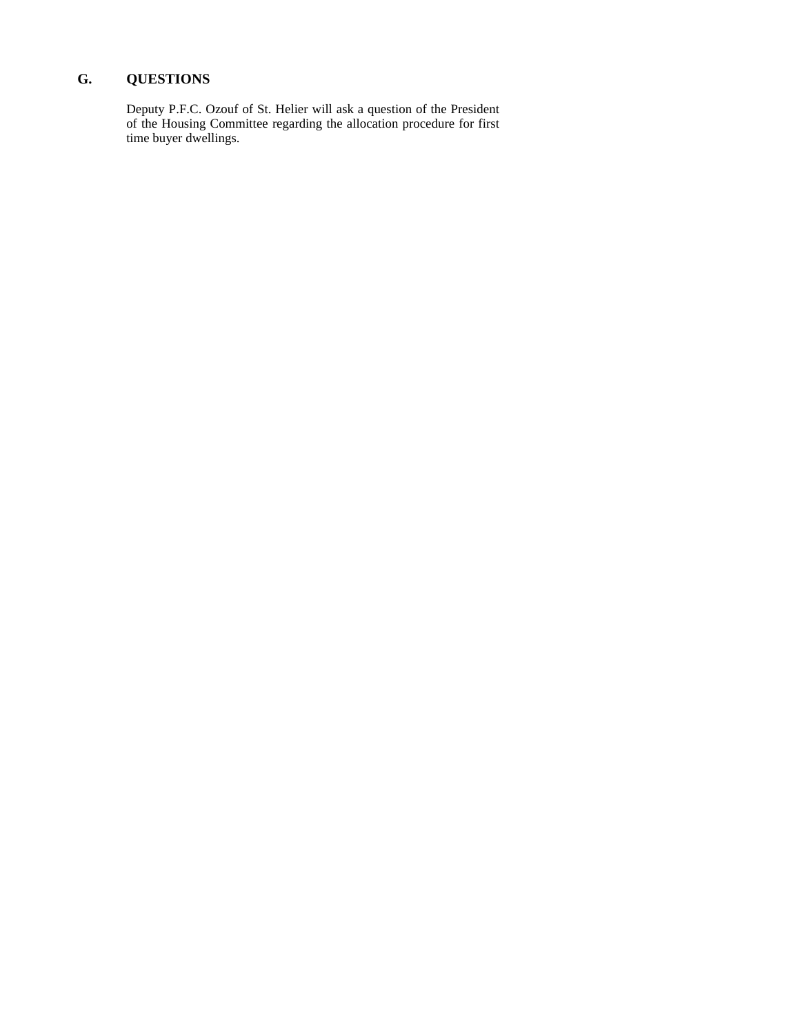## G. QUESTIONS

Deputy P.F.C. Ozouf of St. Helier will ask a question of the President of the Housing Committee regarding the allocation procedure for first time buyer dwellings.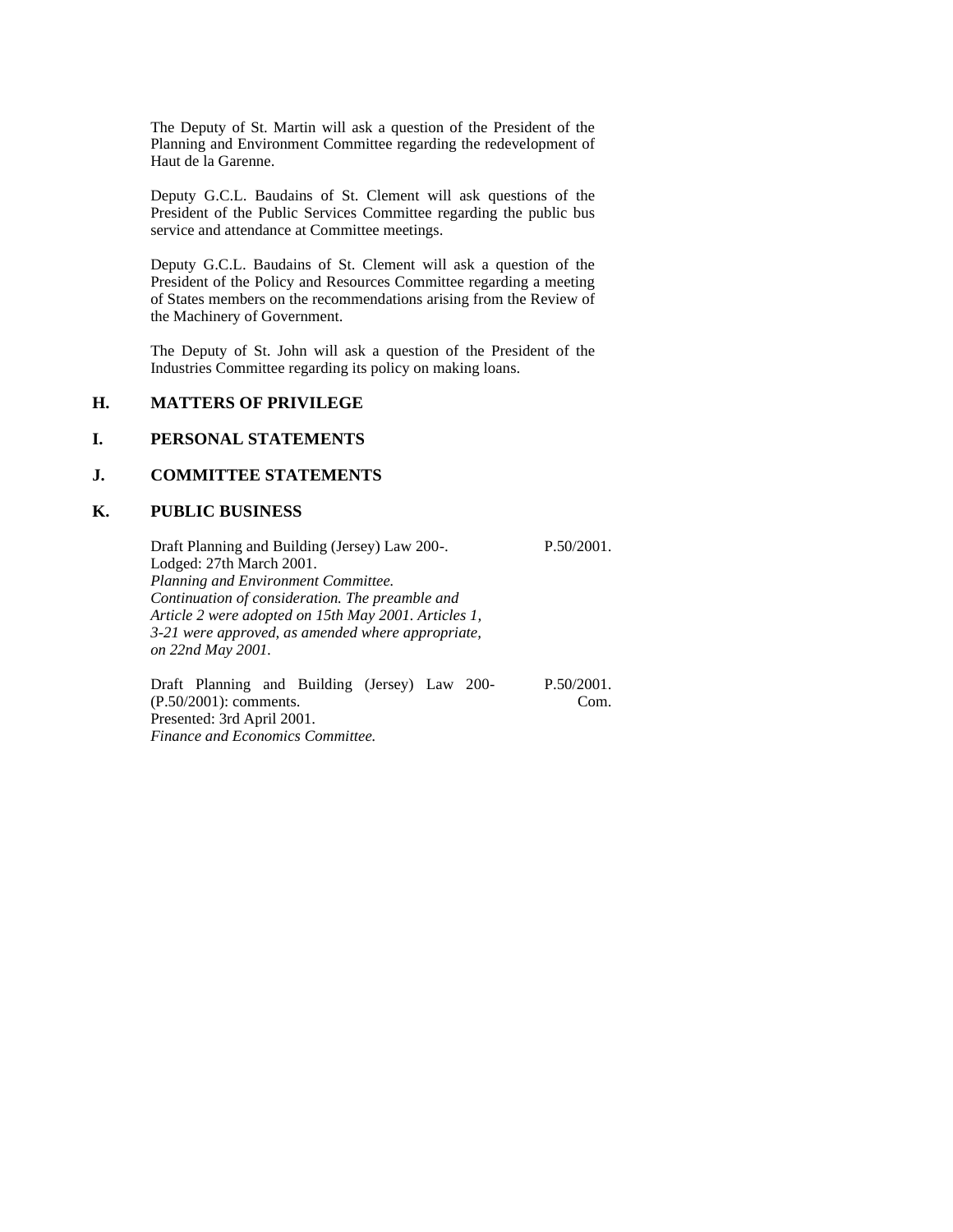The Deputy of St. Martin will ask a question of the President of the Planning and Environment Committee regarding the redevelopment of Haut de la Garenne.

Deputy G.C.L. Baudains of St. Clement will ask questions of the President of the Public Services Committee regarding the public bus service and attendance at Committee meetings.

Deputy G.C.L. Baudains of St. Clement will ask a question of the President of the Policy and Resources Committee regarding a meeting of States members on the recommendations arising from the Review of the Machinery of Government.

The Deputy of St. John will ask a question of the President of the Industries Committee regarding its policy on making loans.

## H. MATTERS OF PRIVILEGE

## I. PERSONAL STATEMENTS

## J. COMMITTEE STATEMENTS

## K. PUBLIC BUSINESS

Draft Planning and Building (Jersey) Law 200-. — P.50/2001.
Lodged: 27th March 2001.
*Planning and Environment Committee.*
*Continuation of consideration. The preamble and Article 2 were adopted on 15th May 2001. Articles 1, 3-21 were approved, as amended where appropriate, on 22nd May 2001.*

Draft Planning and Building (Jersey) Law 200- (P.50/2001): comments. — P.50/2001. Com.
Presented: 3rd April 2001.
*Finance and Economics Committee.*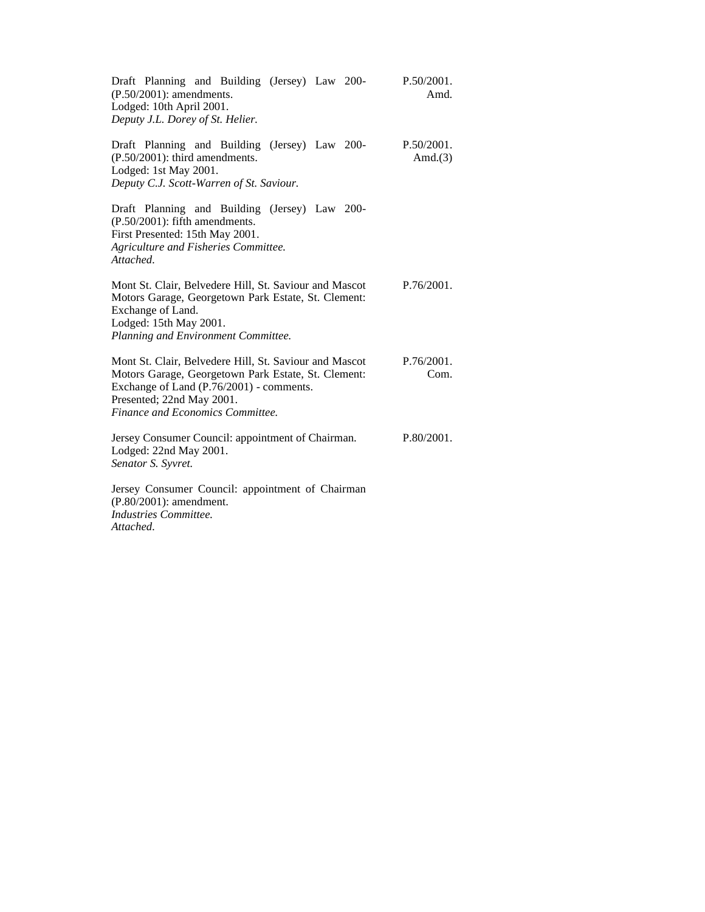Draft Planning and Building (Jersey) Law 200- (P.50/2001): amendments.
Lodged: 10th April 2001.
*Deputy J.L. Dorey of St. Helier.*
P.50/2001. Amd.

Draft Planning and Building (Jersey) Law 200- (P.50/2001): third amendments.
Lodged: 1st May 2001.
*Deputy C.J. Scott-Warren of St. Saviour.*
P.50/2001. Amd.(3)

Draft Planning and Building (Jersey) Law 200- (P.50/2001): fifth amendments.
First Presented: 15th May 2001.
*Agriculture and Fisheries Committee.*
*Attached.*

Mont St. Clair, Belvedere Hill, St. Saviour and Mascot Motors Garage, Georgetown Park Estate, St. Clement: Exchange of Land.
Lodged: 15th May 2001.
*Planning and Environment Committee.*
P.76/2001.

Mont St. Clair, Belvedere Hill, St. Saviour and Mascot Motors Garage, Georgetown Park Estate, St. Clement: Exchange of Land (P.76/2001) - comments.
Presented; 22nd May 2001.
*Finance and Economics Committee.*
P.76/2001. Com.

Jersey Consumer Council: appointment of Chairman.
Lodged: 22nd May 2001.
*Senator S. Syvret.*
P.80/2001.

Jersey Consumer Council: appointment of Chairman (P.80/2001): amendment.
*Industries Committee.*
*Attached.*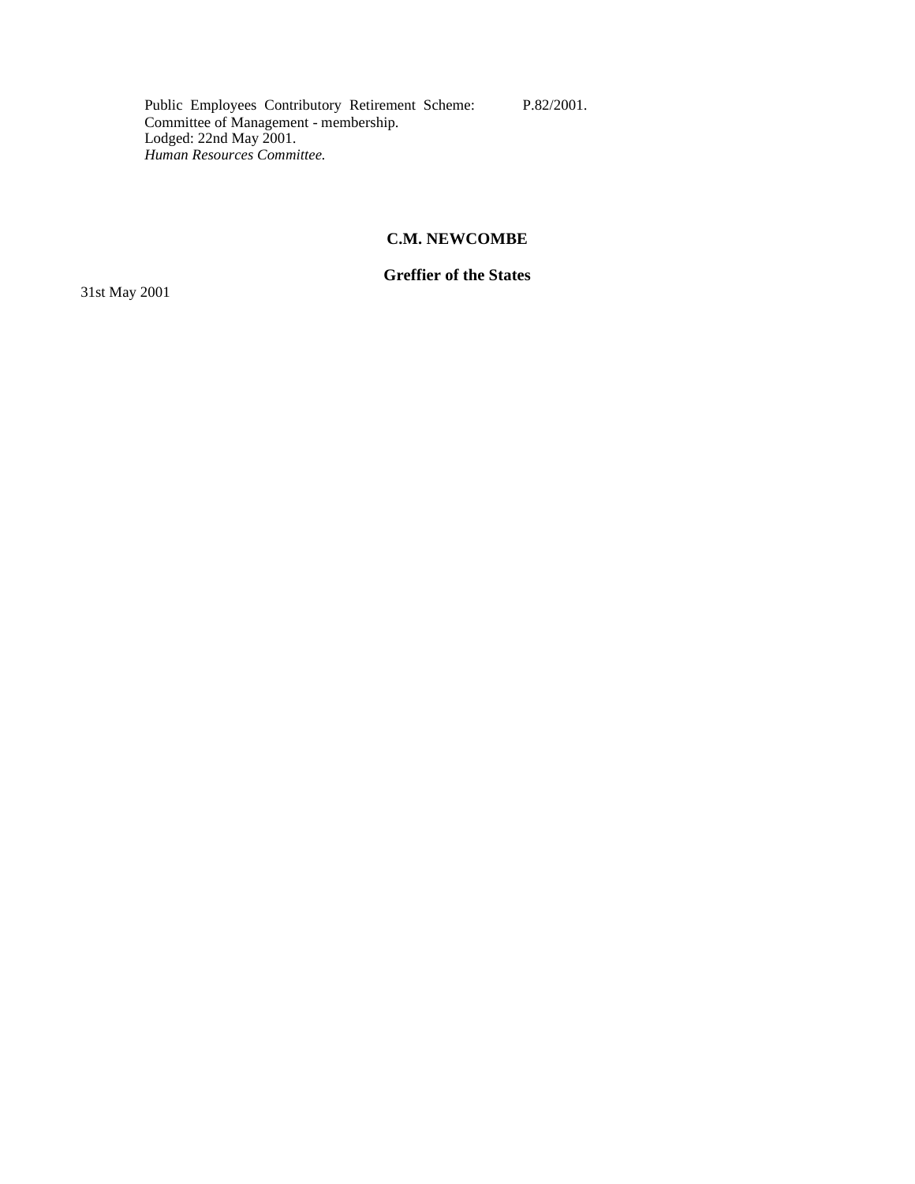Public Employees Contributory Retirement Scheme: Committee of Management - membership. P.82/2001.
Lodged: 22nd May 2001.
*Human Resources Committee.*

**C.M. NEWCOMBE**

**Greffier of the States**

31st May 2001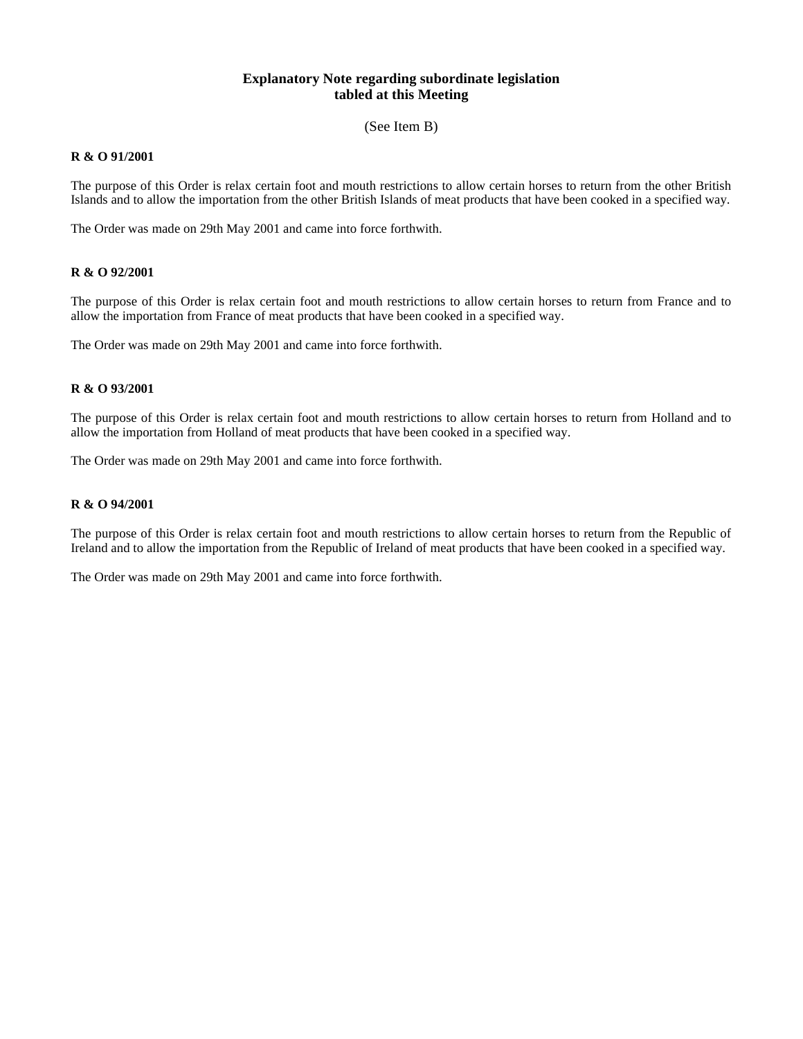**Explanatory Note regarding subordinate legislation tabled at this Meeting**

(See Item B)

**R & O 91/2001**

The purpose of this Order is relax certain foot and mouth restrictions to allow certain horses to return from the other British Islands and to allow the importation from the other British Islands of meat products that have been cooked in a specified way.

The Order was made on 29th May 2001 and came into force forthwith.

**R & O 92/2001**

The purpose of this Order is relax certain foot and mouth restrictions to allow certain horses to return from France and to allow the importation from France of meat products that have been cooked in a specified way.

The Order was made on 29th May 2001 and came into force forthwith.

**R & O 93/2001**

The purpose of this Order is relax certain foot and mouth restrictions to allow certain horses to return from Holland and to allow the importation from Holland of meat products that have been cooked in a specified way.

The Order was made on 29th May 2001 and came into force forthwith.

**R & O 94/2001**

The purpose of this Order is relax certain foot and mouth restrictions to allow certain horses to return from the Republic of Ireland and to allow the importation from the Republic of Ireland of meat products that have been cooked in a specified way.

The Order was made on 29th May 2001 and came into force forthwith.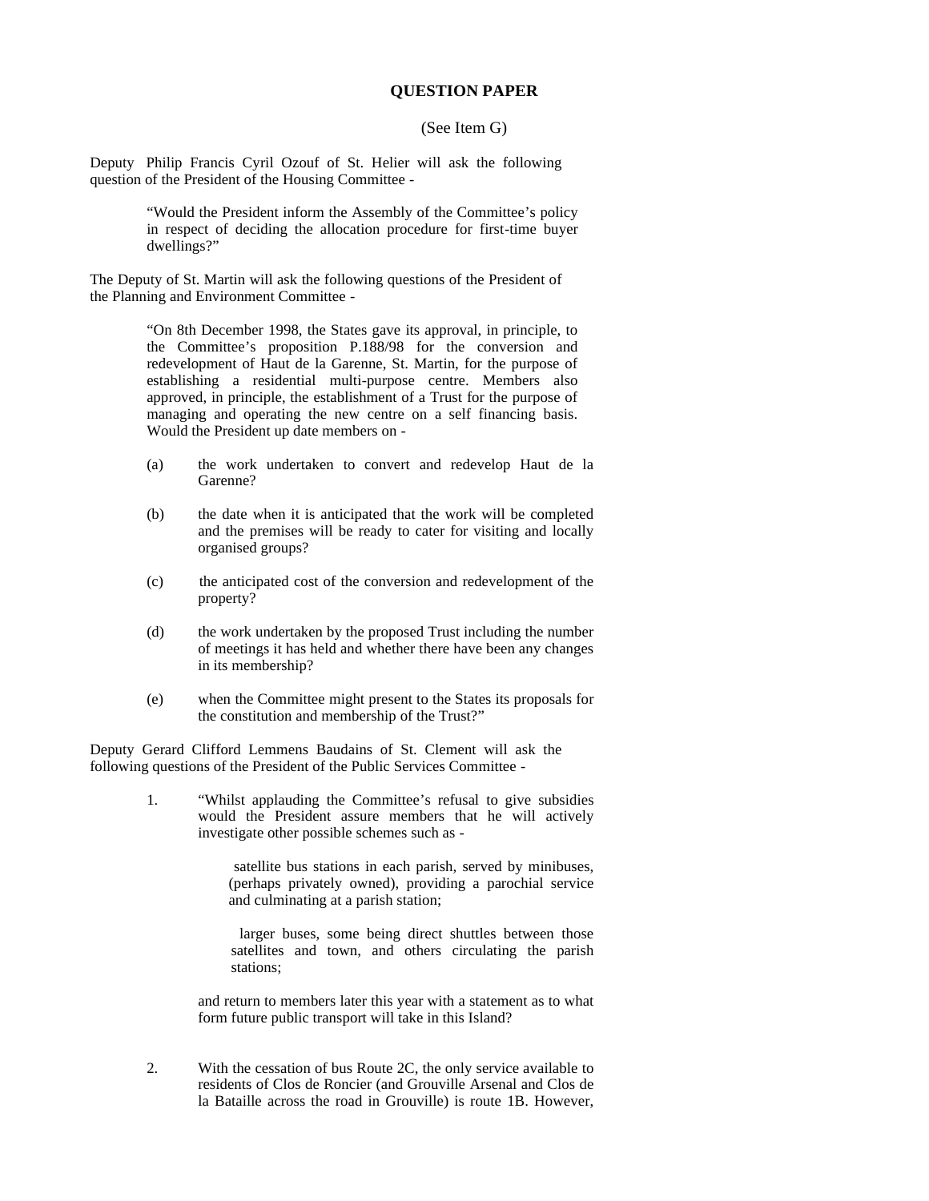**QUESTION PAPER**

(See Item G)

Deputy Philip Francis Cyril Ozouf of St. Helier will ask the following question of the President of the Housing Committee -

> "Would the President inform the Assembly of the Committee's policy in respect of deciding the allocation procedure for first-time buyer dwellings?"

The Deputy of St. Martin will ask the following questions of the President of the Planning and Environment Committee -

> "On 8th December 1998, the States gave its approval, in principle, to the Committee's proposition P.188/98 for the conversion and redevelopment of Haut de la Garenne, St. Martin, for the purpose of establishing a residential multi-purpose centre. Members also approved, in principle, the establishment of a Trust for the purpose of managing and operating the new centre on a self financing basis. Would the President up date members on -
>
> (a) the work undertaken to convert and redevelop Haut de la Garenne?
>
> (b) the date when it is anticipated that the work will be completed and the premises will be ready to cater for visiting and locally organised groups?
>
> (c) the anticipated cost of the conversion and redevelopment of the property?
>
> (d) the work undertaken by the proposed Trust including the number of meetings it has held and whether there have been any changes in its membership?
>
> (e) when the Committee might present to the States its proposals for the constitution and membership of the Trust?"

Deputy Gerard Clifford Lemmens Baudains of St. Clement will ask the following questions of the President of the Public Services Committee -

1. "Whilst applauding the Committee's refusal to give subsidies would the President assure members that he will actively investigate other possible schemes such as -

   satellite bus stations in each parish, served by minibuses, (perhaps privately owned), providing a parochial service and culminating at a parish station;

   larger buses, some being direct shuttles between those satellites and town, and others circulating the parish stations;

   and return to members later this year with a statement as to what form future public transport will take in this Island?

2. With the cessation of bus Route 2C, the only service available to residents of Clos de Roncier (and Grouville Arsenal and Clos de la Bataille across the road in Grouville) is route 1B. However,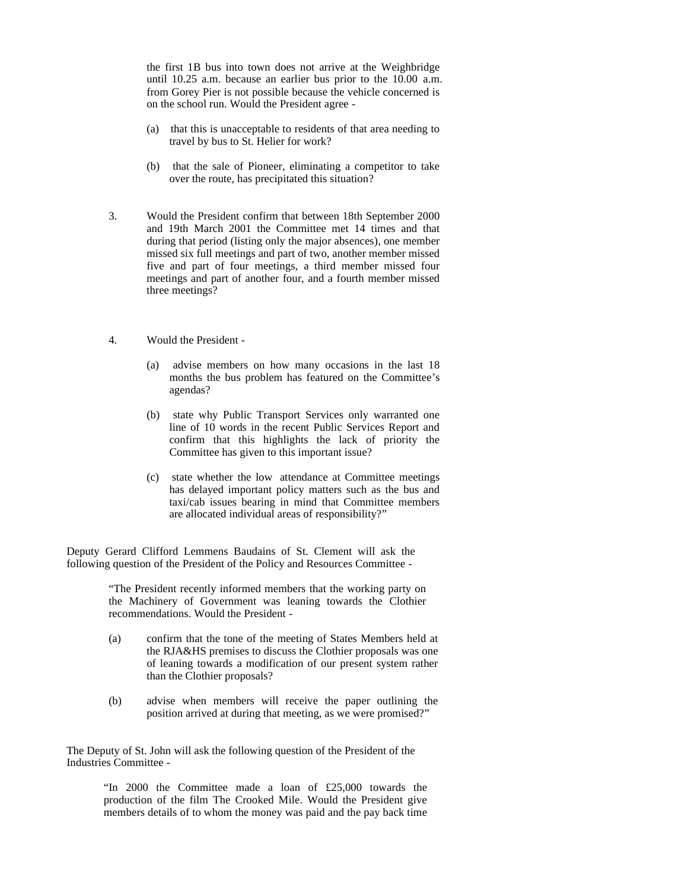the first 1B bus into town does not arrive at the Weighbridge until 10.25 a.m. because an earlier bus prior to the 10.00 a.m. from Gorey Pier is not possible because the vehicle concerned is on the school run. Would the President agree -

(a) that this is unacceptable to residents of that area needing to travel by bus to St. Helier for work?

(b) that the sale of Pioneer, eliminating a competitor to take over the route, has precipitated this situation?

3. Would the President confirm that between 18th September 2000 and 19th March 2001 the Committee met 14 times and that during that period (listing only the major absences), one member missed six full meetings and part of two, another member missed five and part of four meetings, a third member missed four meetings and part of another four, and a fourth member missed three meetings?

4. Would the President -

(a) advise members on how many occasions in the last 18 months the bus problem has featured on the Committee's agendas?

(b) state why Public Transport Services only warranted one line of 10 words in the recent Public Services Report and confirm that this highlights the lack of priority the Committee has given to this important issue?

(c) state whether the low attendance at Committee meetings has delayed important policy matters such as the bus and taxi/cab issues bearing in mind that Committee members are allocated individual areas of responsibility?"

Deputy Gerard Clifford Lemmens Baudains of St. Clement will ask the following question of the President of the Policy and Resources Committee -

"The President recently informed members that the working party on the Machinery of Government was leaning towards the Clothier recommendations. Would the President -

(a) confirm that the tone of the meeting of States Members held at the RJA&HS premises to discuss the Clothier proposals was one of leaning towards a modification of our present system rather than the Clothier proposals?

(b) advise when members will receive the paper outlining the position arrived at during that meeting, as we were promised?"

The Deputy of St. John will ask the following question of the President of the Industries Committee -

"In 2000 the Committee made a loan of £25,000 towards the production of the film The Crooked Mile. Would the President give members details of to whom the money was paid and the pay back time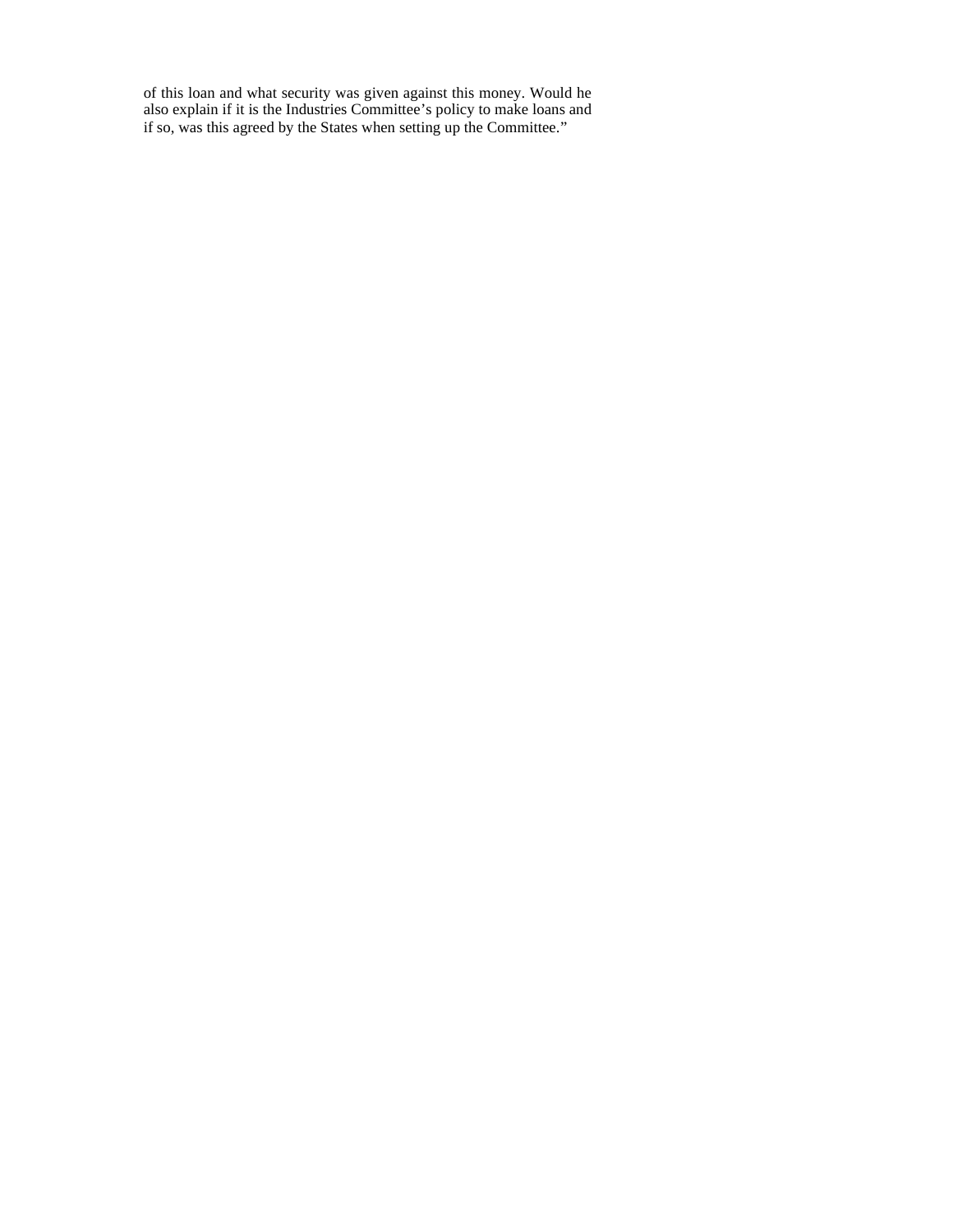of this loan and what security was given against this money. Would he also explain if it is the Industries Committee's policy to make loans and if so, was this agreed by the States when setting up the Committee."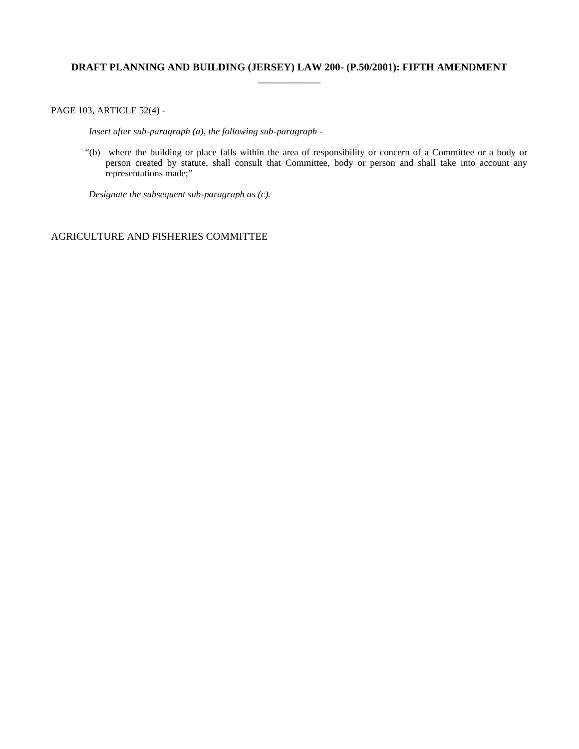## DRAFT PLANNING AND BUILDING (JERSEY) LAW 200- (P.50/2001): FIFTH AMENDMENT

PAGE 103, ARTICLE 52(4) -

*Insert after sub-paragraph (a), the following sub-paragraph -*

"(b) where the building or place falls within the area of responsibility or concern of a Committee or a body or person created by statute, shall consult that Committee, body or person and shall take into account any representations made;"

*Designate the subsequent sub-paragraph as (c).*

AGRICULTURE AND FISHERIES COMMITTEE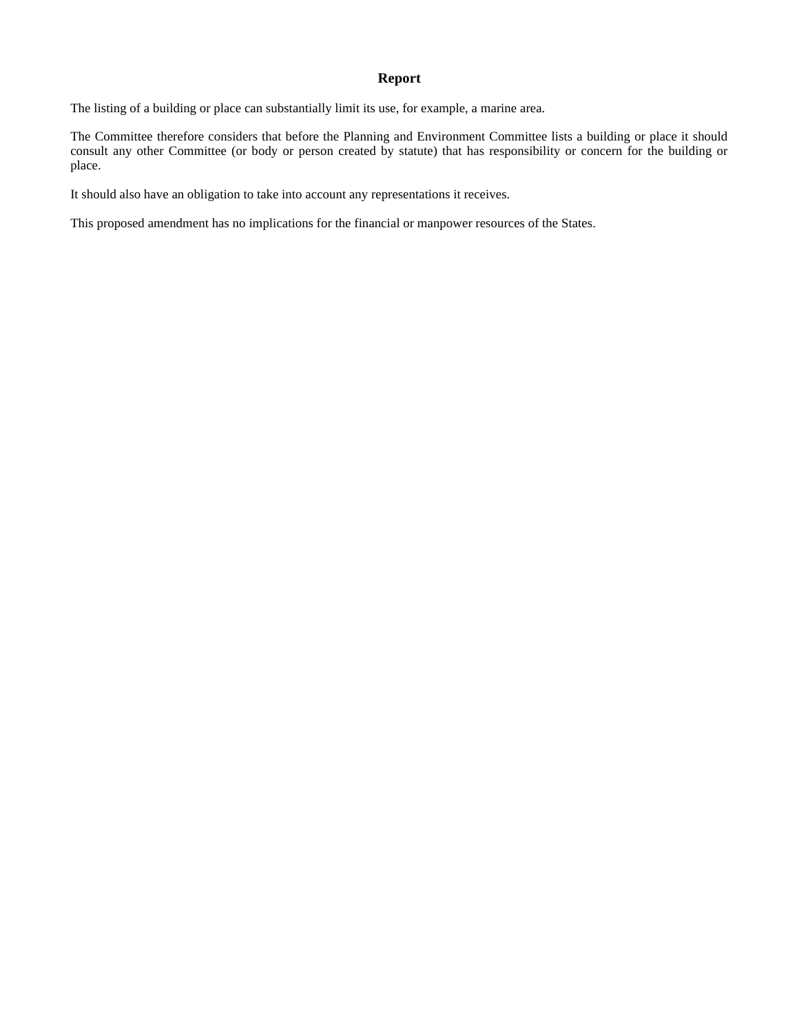# Report

The listing of a building or place can substantially limit its use, for example, a marine area.

The Committee therefore considers that before the Planning and Environment Committee lists a building or place it should consult any other Committee (or body or person created by statute) that has responsibility or concern for the building or place.

It should also have an obligation to take into account any representations it receives.

This proposed amendment has no implications for the financial or manpower resources of the States.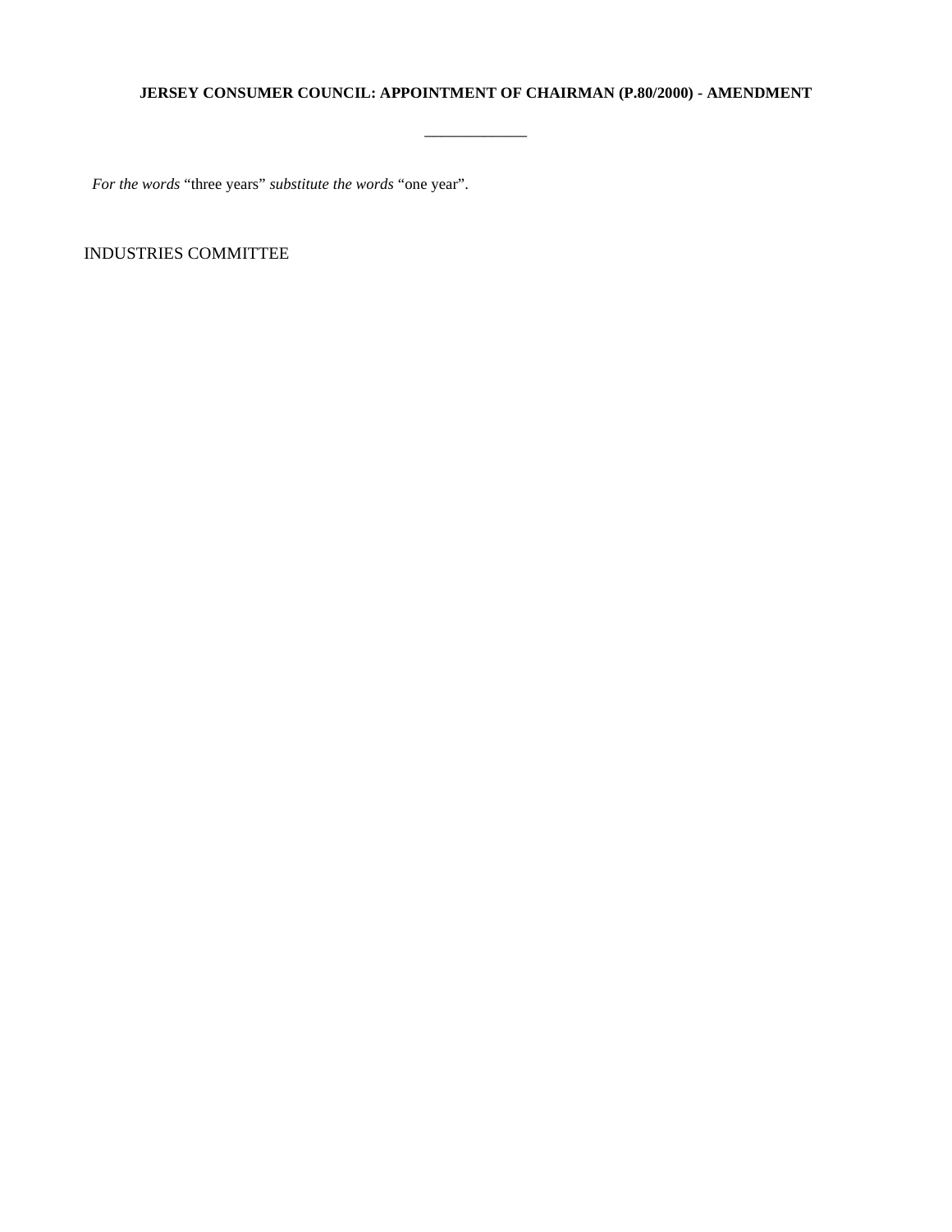**JERSEY CONSUMER COUNCIL: APPOINTMENT OF CHAIRMAN (P.80/2000) - AMENDMENT**

---

*For the words* “three years” *substitute the words* “one year”.

INDUSTRIES COMMITTEE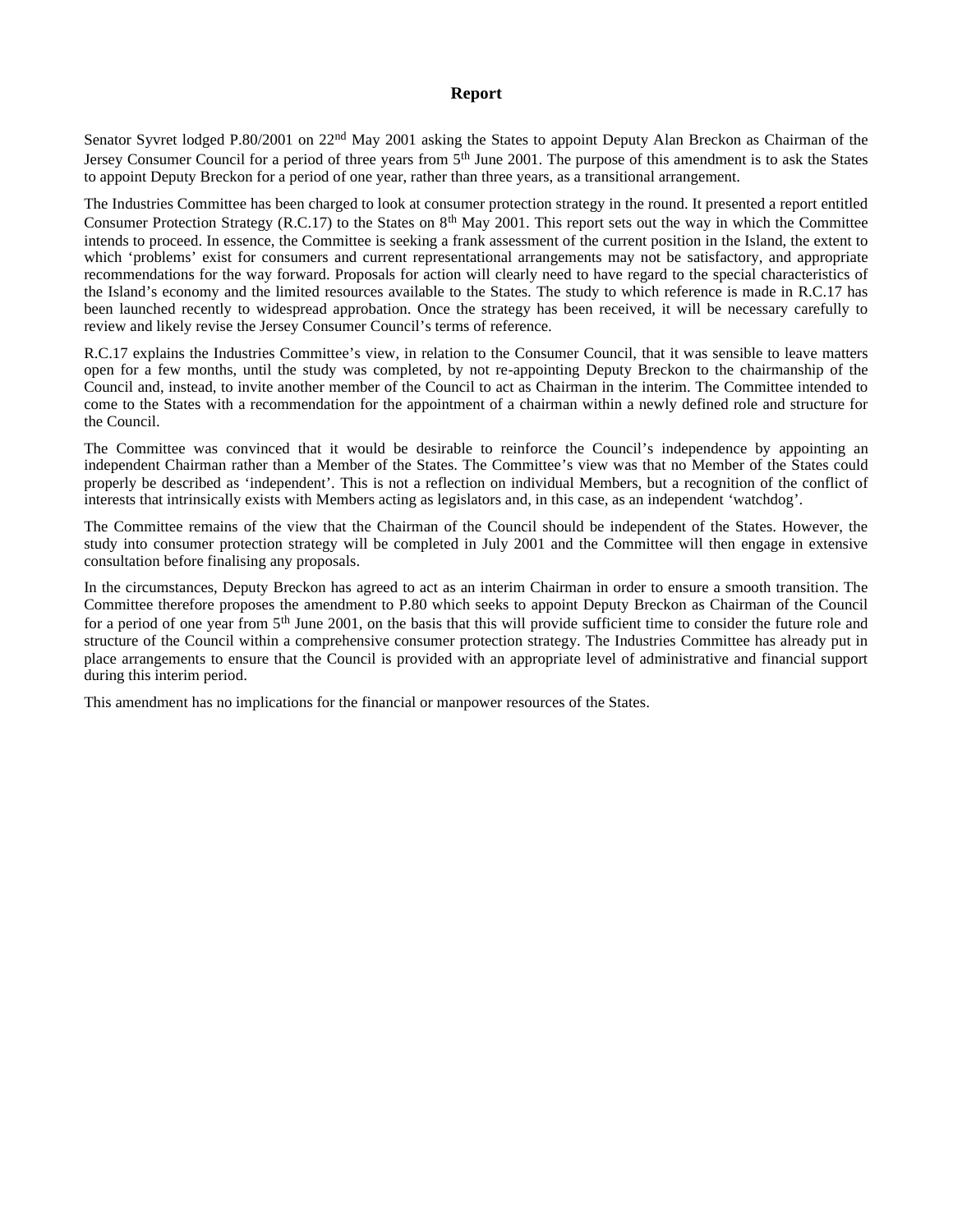## Report

Senator Syvret lodged P.80/2001 on 22nd May 2001 asking the States to appoint Deputy Alan Breckon as Chairman of the Jersey Consumer Council for a period of three years from 5th June 2001. The purpose of this amendment is to ask the States to appoint Deputy Breckon for a period of one year, rather than three years, as a transitional arrangement.

The Industries Committee has been charged to look at consumer protection strategy in the round. It presented a report entitled Consumer Protection Strategy (R.C.17) to the States on 8th May 2001. This report sets out the way in which the Committee intends to proceed. In essence, the Committee is seeking a frank assessment of the current position in the Island, the extent to which 'problems' exist for consumers and current representational arrangements may not be satisfactory, and appropriate recommendations for the way forward. Proposals for action will clearly need to have regard to the special characteristics of the Island's economy and the limited resources available to the States. The study to which reference is made in R.C.17 has been launched recently to widespread approbation. Once the strategy has been received, it will be necessary carefully to review and likely revise the Jersey Consumer Council's terms of reference.

R.C.17 explains the Industries Committee's view, in relation to the Consumer Council, that it was sensible to leave matters open for a few months, until the study was completed, by not re-appointing Deputy Breckon to the chairmanship of the Council and, instead, to invite another member of the Council to act as Chairman in the interim. The Committee intended to come to the States with a recommendation for the appointment of a chairman within a newly defined role and structure for the Council.

The Committee was convinced that it would be desirable to reinforce the Council's independence by appointing an independent Chairman rather than a Member of the States. The Committee's view was that no Member of the States could properly be described as 'independent'. This is not a reflection on individual Members, but a recognition of the conflict of interests that intrinsically exists with Members acting as legislators and, in this case, as an independent 'watchdog'.

The Committee remains of the view that the Chairman of the Council should be independent of the States. However, the study into consumer protection strategy will be completed in July 2001 and the Committee will then engage in extensive consultation before finalising any proposals.

In the circumstances, Deputy Breckon has agreed to act as an interim Chairman in order to ensure a smooth transition. The Committee therefore proposes the amendment to P.80 which seeks to appoint Deputy Breckon as Chairman of the Council for a period of one year from 5th June 2001, on the basis that this will provide sufficient time to consider the future role and structure of the Council within a comprehensive consumer protection strategy. The Industries Committee has already put in place arrangements to ensure that the Council is provided with an appropriate level of administrative and financial support during this interim period.

This amendment has no implications for the financial or manpower resources of the States.